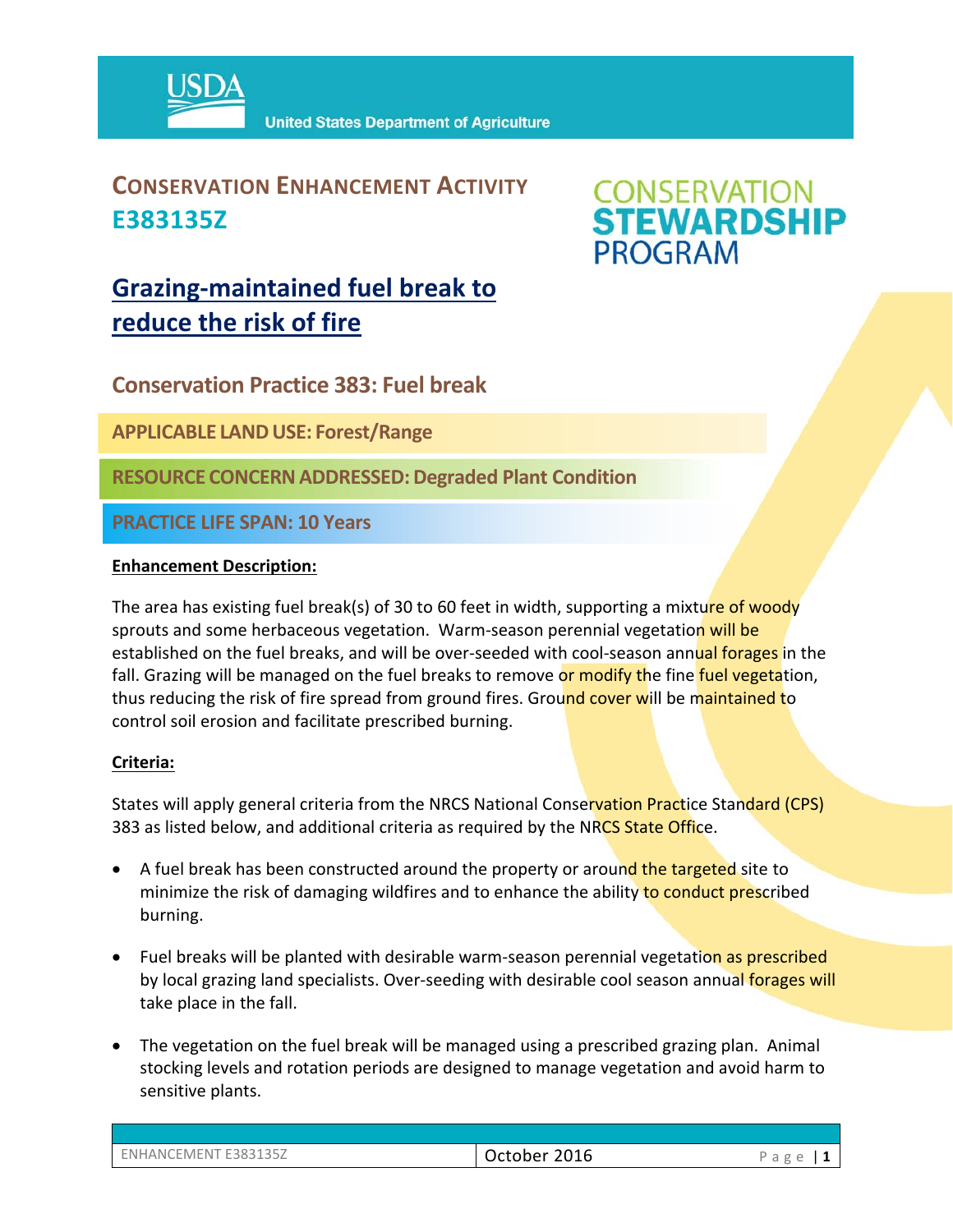USDA United States Department of Agriculture

# CONSERVATION ENHANCEMENT ACTIVITY E383135Z

CONSERVATION STEWARDSHIP PROGRAM

## Grazing-maintained fuel break to reduce the risk of fire

### Conservation Practice 383: Fuel break

**APPLICABLE LAND USE: Forest/Range**

**RESOURCE CONCERN ADDRESSED: Degraded Plant Condition**

**PRACTICE LIFE SPAN: 10 Years**

**Enhancement Description:**

The area has existing fuel break(s) of 30 to 60 feet in width, supporting a mixture of woody sprouts and some herbaceous vegetation. Warm-season perennial vegetation will be established on the fuel breaks, and will be over-seeded with cool-season annual forages in the fall. Grazing will be managed on the fuel breaks to remove or modify the fine fuel vegetation, thus reducing the risk of fire spread from ground fires. Ground cover will be maintained to control soil erosion and facilitate prescribed burning.

**Criteria:**

States will apply general criteria from the NRCS National Conservation Practice Standard (CPS) 383 as listed below, and additional criteria as required by the NRCS State Office.

- A fuel break has been constructed around the property or around the targeted site to minimize the risk of damaging wildfires and to enhance the ability to conduct prescribed burning.
- Fuel breaks will be planted with desirable warm-season perennial vegetation as prescribed by local grazing land specialists. Over-seeding with desirable cool season annual forages will take place in the fall.
- The vegetation on the fuel break will be managed using a prescribed grazing plan. Animal stocking levels and rotation periods are designed to manage vegetation and avoid harm to sensitive plants.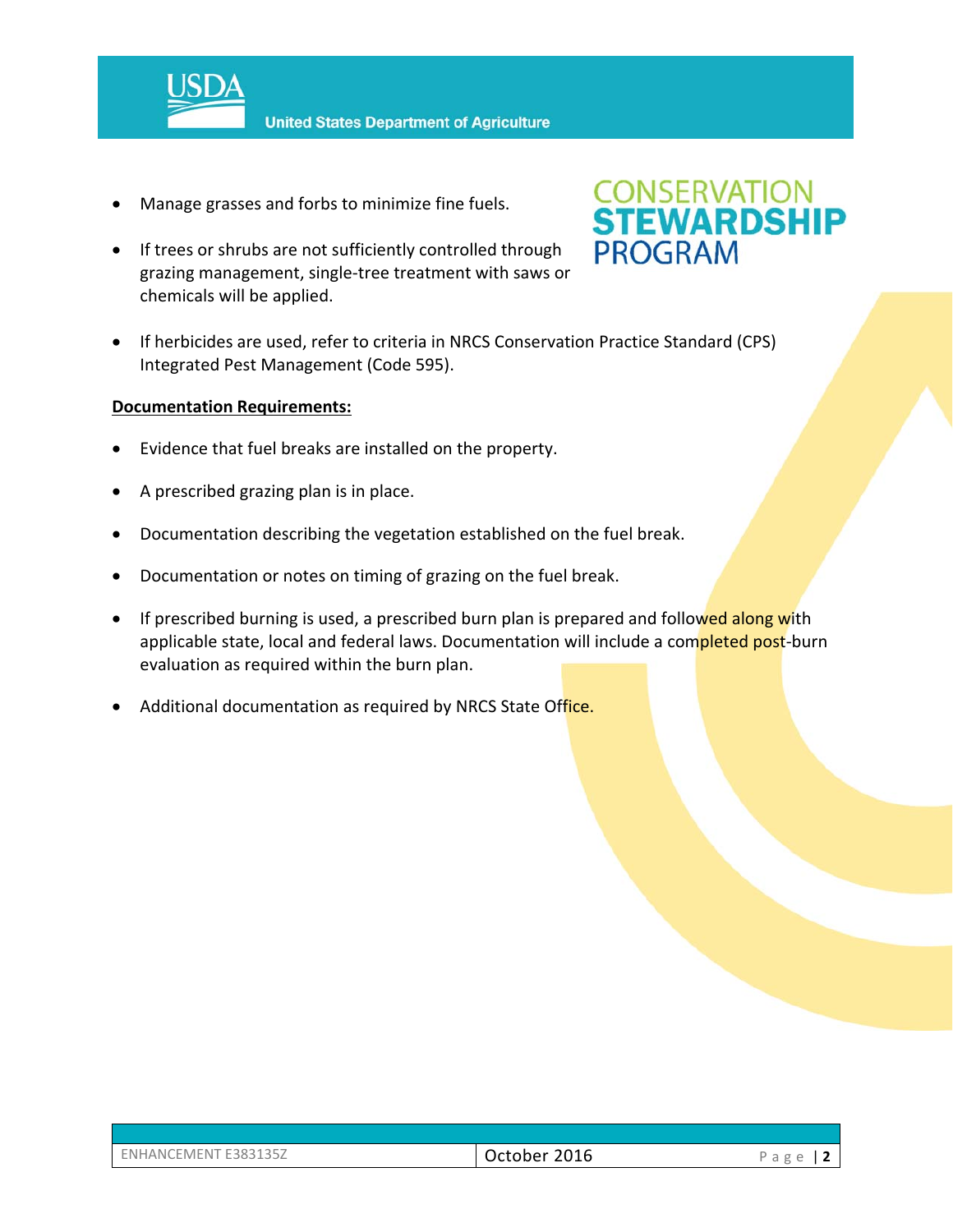- Manage grasses and forbs to minimize fine fuels.
- If trees or shrubs are not sufficiently controlled through grazing management, single-tree treatment with saws or chemicals will be applied.
- If herbicides are used, refer to criteria in NRCS Conservation Practice Standard (CPS) Integrated Pest Management (Code 595).

**Documentation Requirements:**

- Evidence that fuel breaks are installed on the property.
- A prescribed grazing plan is in place.
- Documentation describing the vegetation established on the fuel break.
- Documentation or notes on timing of grazing on the fuel break.
- If prescribed burning is used, a prescribed burn plan is prepared and followed along with applicable state, local and federal laws. Documentation will include a completed post-burn evaluation as required within the burn plan.
- Additional documentation as required by NRCS State Office.